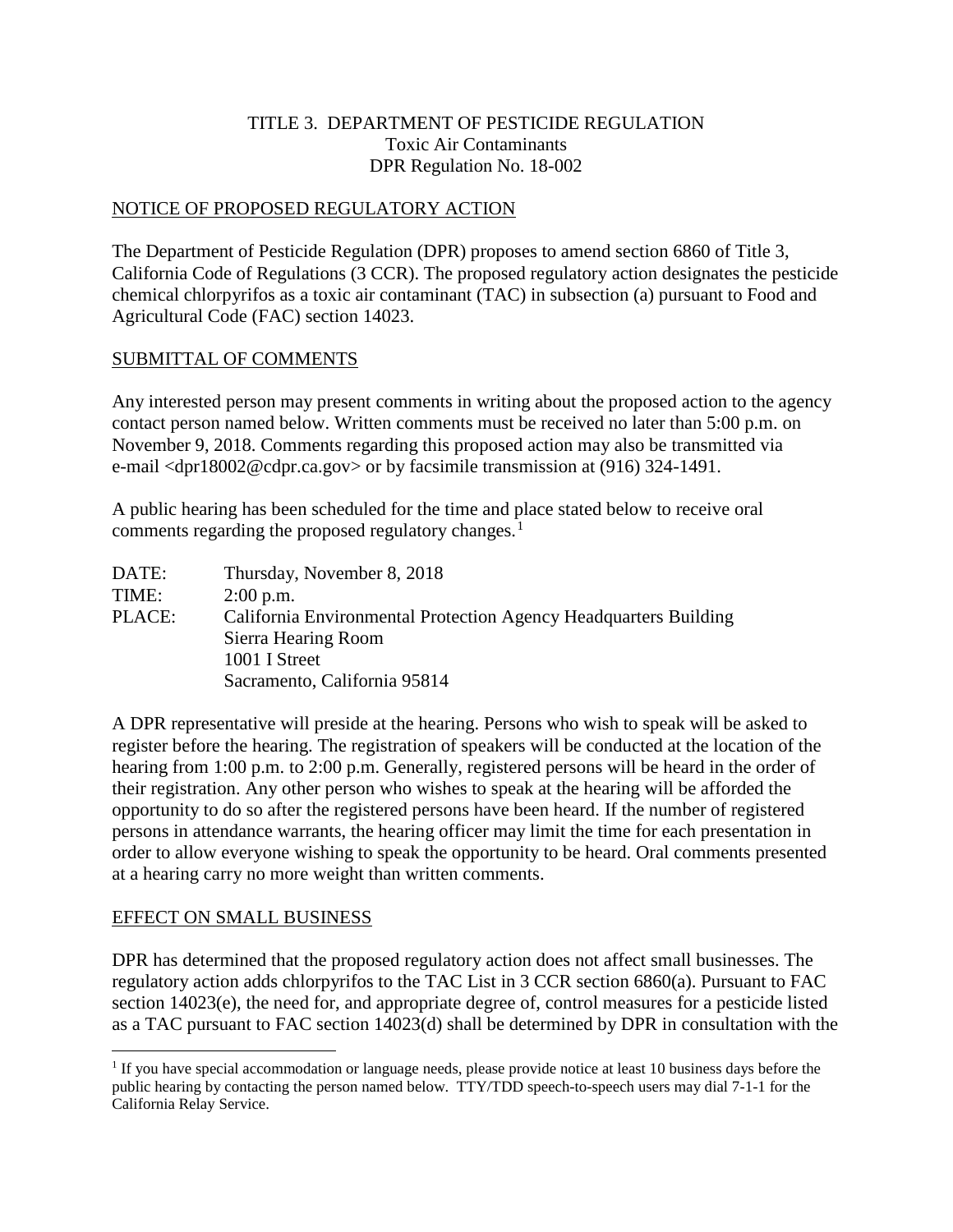TITLE 3. DEPARTMENT OF PESTICIDE REGULATION
Toxic Air Contaminants
DPR Regulation No. 18-002

## NOTICE OF PROPOSED REGULATORY ACTION

The Department of Pesticide Regulation (DPR) proposes to amend section 6860 of Title 3, California Code of Regulations (3 CCR). The proposed regulatory action designates the pesticide chemical chlorpyrifos as a toxic air contaminant (TAC) in subsection (a) pursuant to Food and Agricultural Code (FAC) section 14023.

## SUBMITTAL OF COMMENTS

Any interested person may present comments in writing about the proposed action to the agency contact person named below. Written comments must be received no later than 5:00 p.m. on November 9, 2018. Comments regarding this proposed action may also be transmitted via e-mail <dpr18002@cdpr.ca.gov> or by facsimile transmission at (916) 324-1491.

A public hearing has been scheduled for the time and place stated below to receive oral comments regarding the proposed regulatory changes.[1]

| | |
|---|---|
| DATE: | Thursday, November 8, 2018 |
| TIME: | 2:00 p.m. |
| PLACE: | California Environmental Protection Agency Headquarters Building<br>Sierra Hearing Room<br>1001 I Street<br>Sacramento, California 95814 |

A DPR representative will preside at the hearing. Persons who wish to speak will be asked to register before the hearing. The registration of speakers will be conducted at the location of the hearing from 1:00 p.m. to 2:00 p.m. Generally, registered persons will be heard in the order of their registration. Any other person who wishes to speak at the hearing will be afforded the opportunity to do so after the registered persons have been heard. If the number of registered persons in attendance warrants, the hearing officer may limit the time for each presentation in order to allow everyone wishing to speak the opportunity to be heard. Oral comments presented at a hearing carry no more weight than written comments.

## EFFECT ON SMALL BUSINESS

DPR has determined that the proposed regulatory action does not affect small businesses. The regulatory action adds chlorpyrifos to the TAC List in 3 CCR section 6860(a). Pursuant to FAC section 14023(e), the need for, and appropriate degree of, control measures for a pesticide listed as a TAC pursuant to FAC section 14023(d) shall be determined by DPR in consultation with the

---

[1] If you have special accommodation or language needs, please provide notice at least 10 business days before the public hearing by contacting the person named below. TTY/TDD speech-to-speech users may dial 7-1-1 for the California Relay Service.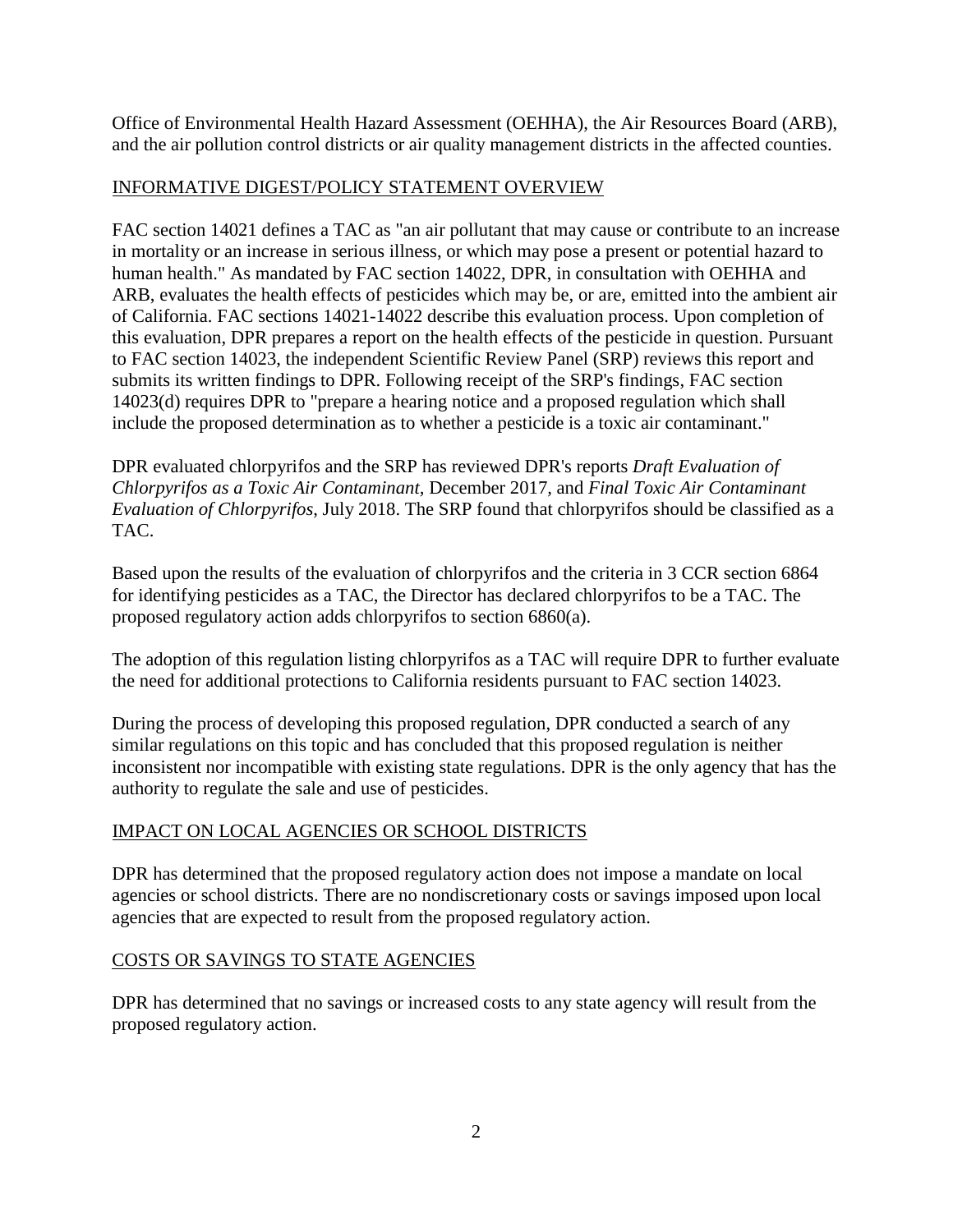Office of Environmental Health Hazard Assessment (OEHHA), the Air Resources Board (ARB), and the air pollution control districts or air quality management districts in the affected counties.

## INFORMATIVE DIGEST/POLICY STATEMENT OVERVIEW

FAC section 14021 defines a TAC as "an air pollutant that may cause or contribute to an increase in mortality or an increase in serious illness, or which may pose a present or potential hazard to human health." As mandated by FAC section 14022, DPR, in consultation with OEHHA and ARB, evaluates the health effects of pesticides which may be, or are, emitted into the ambient air of California. FAC sections 14021-14022 describe this evaluation process. Upon completion of this evaluation, DPR prepares a report on the health effects of the pesticide in question. Pursuant to FAC section 14023, the independent Scientific Review Panel (SRP) reviews this report and submits its written findings to DPR. Following receipt of the SRP's findings, FAC section 14023(d) requires DPR to "prepare a hearing notice and a proposed regulation which shall include the proposed determination as to whether a pesticide is a toxic air contaminant."

DPR evaluated chlorpyrifos and the SRP has reviewed DPR's reports *Draft Evaluation of Chlorpyrifos as a Toxic Air Contaminant*, December 2017, and *Final Toxic Air Contaminant Evaluation of Chlorpyrifos*, July 2018. The SRP found that chlorpyrifos should be classified as a TAC.

Based upon the results of the evaluation of chlorpyrifos and the criteria in 3 CCR section 6864 for identifying pesticides as a TAC, the Director has declared chlorpyrifos to be a TAC. The proposed regulatory action adds chlorpyrifos to section 6860(a).

The adoption of this regulation listing chlorpyrifos as a TAC will require DPR to further evaluate the need for additional protections to California residents pursuant to FAC section 14023.

During the process of developing this proposed regulation, DPR conducted a search of any similar regulations on this topic and has concluded that this proposed regulation is neither inconsistent nor incompatible with existing state regulations. DPR is the only agency that has the authority to regulate the sale and use of pesticides.

## IMPACT ON LOCAL AGENCIES OR SCHOOL DISTRICTS

DPR has determined that the proposed regulatory action does not impose a mandate on local agencies or school districts. There are no nondiscretionary costs or savings imposed upon local agencies that are expected to result from the proposed regulatory action.

## COSTS OR SAVINGS TO STATE AGENCIES

DPR has determined that no savings or increased costs to any state agency will result from the proposed regulatory action.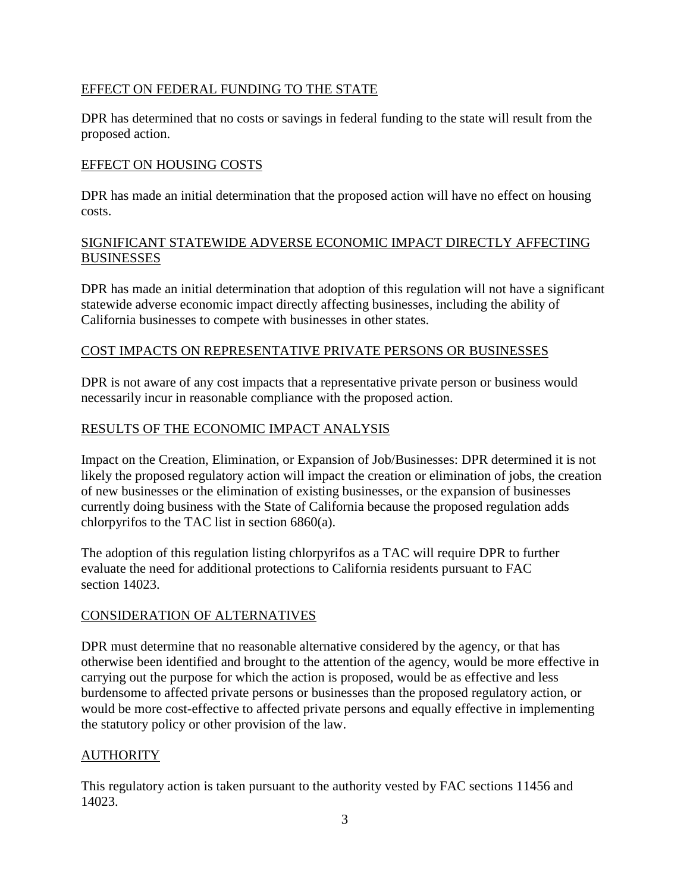## EFFECT ON FEDERAL FUNDING TO THE STATE

DPR has determined that no costs or savings in federal funding to the state will result from the proposed action.

## EFFECT ON HOUSING COSTS

DPR has made an initial determination that the proposed action will have no effect on housing costs.

## SIGNIFICANT STATEWIDE ADVERSE ECONOMIC IMPACT DIRECTLY AFFECTING BUSINESSES

DPR has made an initial determination that adoption of this regulation will not have a significant statewide adverse economic impact directly affecting businesses, including the ability of California businesses to compete with businesses in other states.

## COST IMPACTS ON REPRESENTATIVE PRIVATE PERSONS OR BUSINESSES

DPR is not aware of any cost impacts that a representative private person or business would necessarily incur in reasonable compliance with the proposed action.

## RESULTS OF THE ECONOMIC IMPACT ANALYSIS

Impact on the Creation, Elimination, or Expansion of Job/Businesses: DPR determined it is not likely the proposed regulatory action will impact the creation or elimination of jobs, the creation of new businesses or the elimination of existing businesses, or the expansion of businesses currently doing business with the State of California because the proposed regulation adds chlorpyrifos to the TAC list in section 6860(a).

The adoption of this regulation listing chlorpyrifos as a TAC will require DPR to further evaluate the need for additional protections to California residents pursuant to FAC section 14023.

## CONSIDERATION OF ALTERNATIVES

DPR must determine that no reasonable alternative considered by the agency, or that has otherwise been identified and brought to the attention of the agency, would be more effective in carrying out the purpose for which the action is proposed, would be as effective and less burdensome to affected private persons or businesses than the proposed regulatory action, or would be more cost-effective to affected private persons and equally effective in implementing the statutory policy or other provision of the law.

## AUTHORITY

This regulatory action is taken pursuant to the authority vested by FAC sections 11456 and 14023.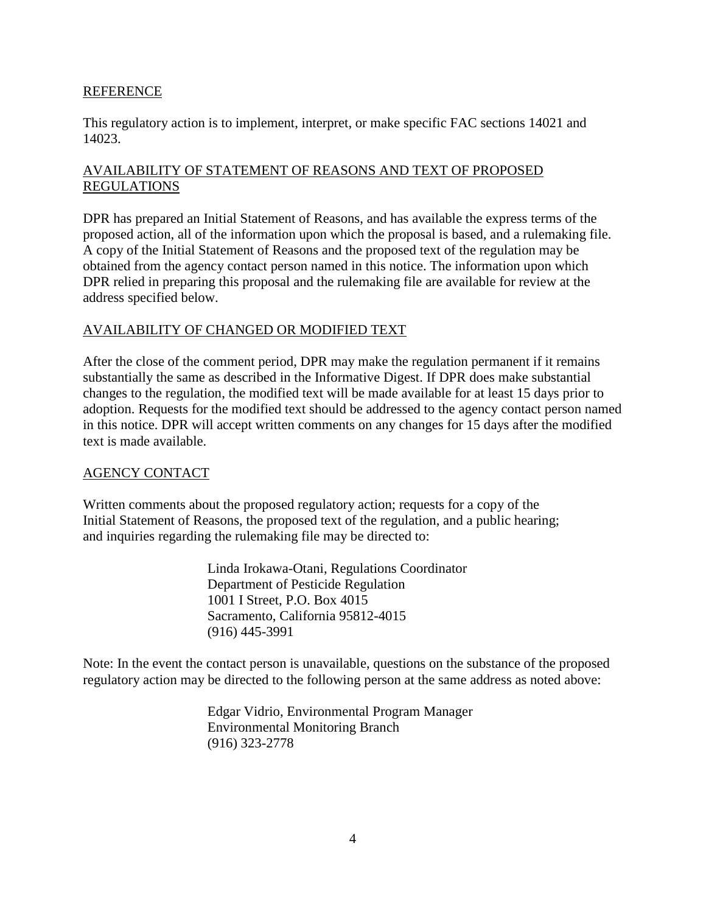## REFERENCE

This regulatory action is to implement, interpret, or make specific FAC sections 14021 and 14023.

## AVAILABILITY OF STATEMENT OF REASONS AND TEXT OF PROPOSED REGULATIONS

DPR has prepared an Initial Statement of Reasons, and has available the express terms of the proposed action, all of the information upon which the proposal is based, and a rulemaking file. A copy of the Initial Statement of Reasons and the proposed text of the regulation may be obtained from the agency contact person named in this notice. The information upon which DPR relied in preparing this proposal and the rulemaking file are available for review at the address specified below.

## AVAILABILITY OF CHANGED OR MODIFIED TEXT

After the close of the comment period, DPR may make the regulation permanent if it remains substantially the same as described in the Informative Digest. If DPR does make substantial changes to the regulation, the modified text will be made available for at least 15 days prior to adoption. Requests for the modified text should be addressed to the agency contact person named in this notice. DPR will accept written comments on any changes for 15 days after the modified text is made available.

## AGENCY CONTACT

Written comments about the proposed regulatory action; requests for a copy of the Initial Statement of Reasons, the proposed text of the regulation, and a public hearing; and inquiries regarding the rulemaking file may be directed to:

> Linda Irokawa-Otani, Regulations Coordinator
> Department of Pesticide Regulation
> 1001 I Street, P.O. Box 4015
> Sacramento, California 95812-4015
> (916) 445-3991

Note: In the event the contact person is unavailable, questions on the substance of the proposed regulatory action may be directed to the following person at the same address as noted above:

> Edgar Vidrio, Environmental Program Manager
> Environmental Monitoring Branch
> (916) 323-2778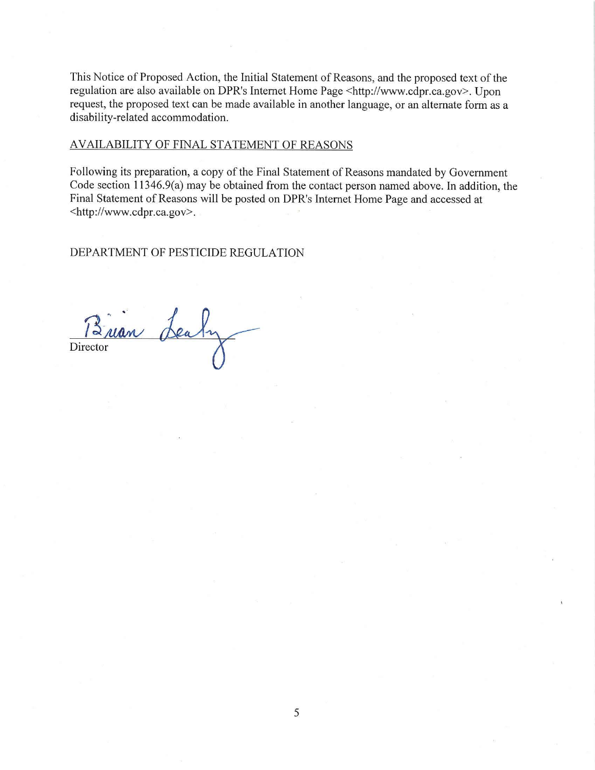This Notice of Proposed Action, the Initial Statement of Reasons, and the proposed text of the regulation are also available on DPR's Internet Home Page <http://www.cdpr.ca.gov>. Upon request, the proposed text can be made available in another language, or an alternate form as a disability-related accommodation.

AVAILABILITY OF FINAL STATEMENT OF REASONS

Following its preparation, a copy of the Final Statement of Reasons mandated by Government Code section 11346.9(a) may be obtained from the contact person named above. In addition, the Final Statement of Reasons will be posted on DPR's Internet Home Page and accessed at <http://www.cdpr.ca.gov>.

DEPARTMENT OF PESTICIDE REGULATION

Brian Leahy

Director